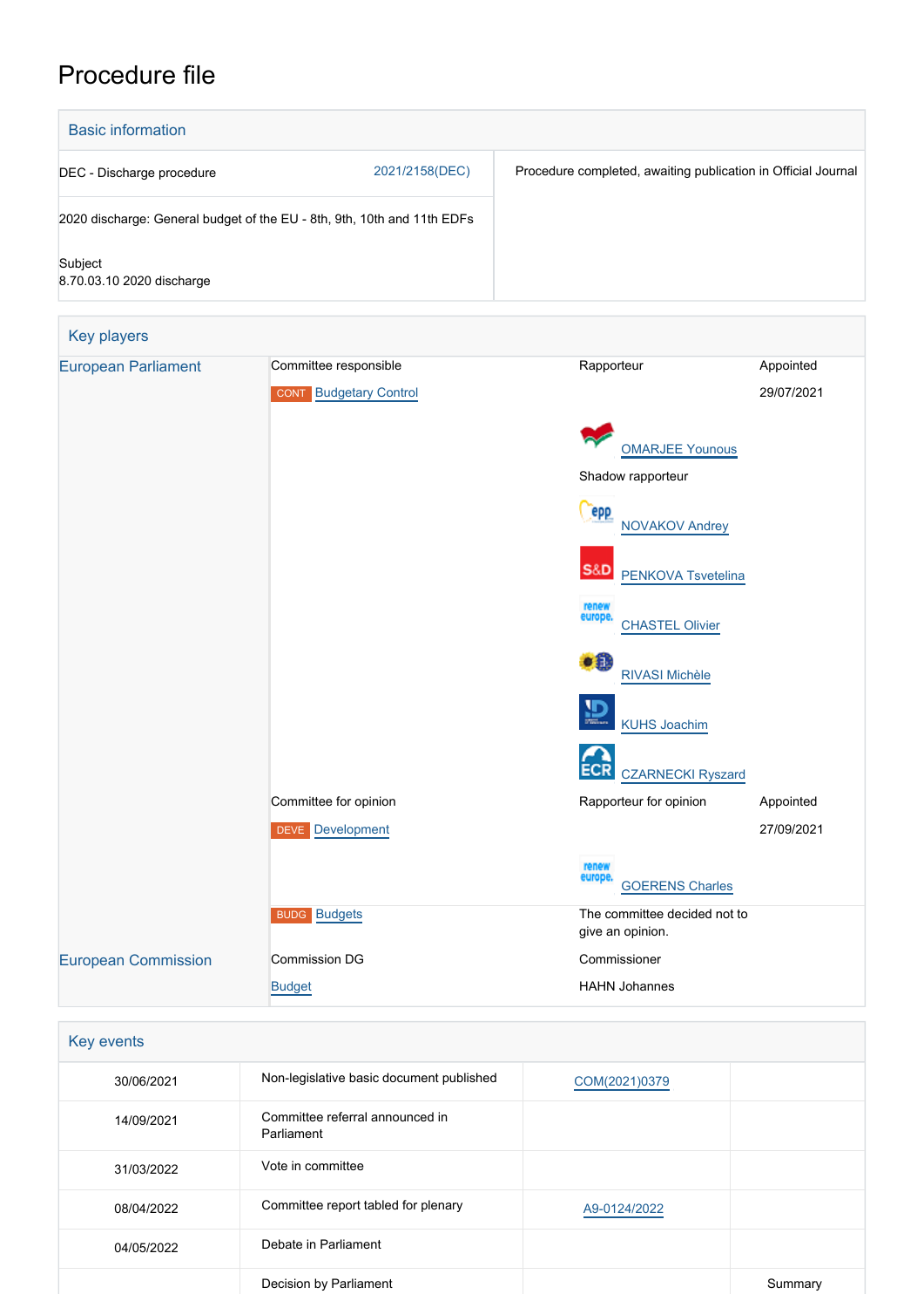# Procedure file

## Basic information

| | | |
|---|---|---|
| DEC - Discharge procedure | 2021/2158(DEC) | Procedure completed, awaiting publication in Official Journal |
| 2020 discharge: General budget of the EU - 8th, 9th, 10th and 11th EDFs | | |
| Subject<br>8.70.03.10 2020 discharge | | |

## Key players

| | | | |
|---|---|---|---|
| European Parliament | Committee responsible | Rapporteur | Appointed |
| | CONT Budgetary Control | | 29/07/2021 |
| | | OMARJEE Younous | |
| | | Shadow rapporteur | |
| | | NOVAKOV Andrey | |
| | | PENKOVA Tsvetelina | |
| | | CHASTEL Olivier | |
| | | RIVASI Michèle | |
| | | KUHS Joachim | |
| | | CZARNECKI Ryszard | |
| | Committee for opinion | Rapporteur for opinion | Appointed |
| | DEVE Development | | 27/09/2021 |
| | | GOERENS Charles | |
| | BUDG Budgets | The committee decided not to give an opinion. | |
| European Commission | Commission DG | Commissioner | |
| | Budget | HAHN Johannes | |

## Key events

| | | | |
|---|---|---|---|
| 30/06/2021 | Non-legislative basic document published | COM(2021)0379 | |
| 14/09/2021 | Committee referral announced in Parliament | | |
| 31/03/2022 | Vote in committee | | |
| 08/04/2022 | Committee report tabled for plenary | A9-0124/2022 | |
| 04/05/2022 | Debate in Parliament | | |
| | Decision by Parliament | | Summary |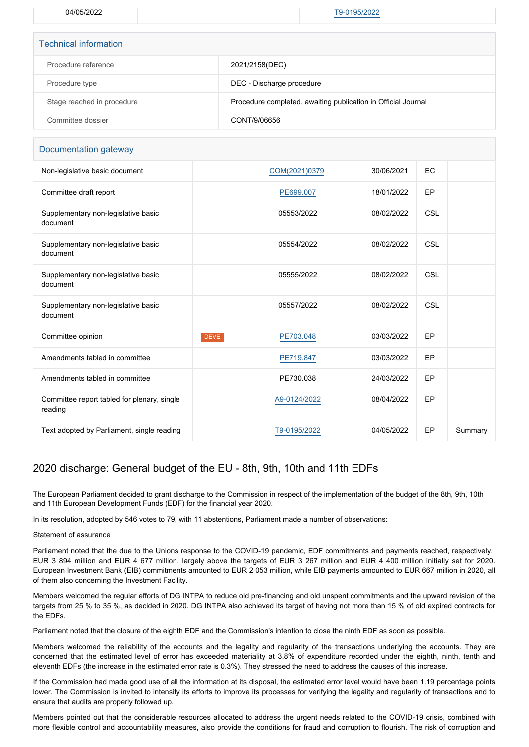| 04/05/2022 | | T9-0195/2022 | |
|---|---|---|---|

## Technical information

| | |
|---|---|
| Procedure reference | 2021/2158(DEC) |
| Procedure type | DEC - Discharge procedure |
| Stage reached in procedure | Procedure completed, awaiting publication in Official Journal |
| Committee dossier | CONT/9/06656 |

## Documentation gateway

| | | | | | |
|---|---|---|---|---|---|
| Non-legislative basic document | | COM(2021)0379 | 30/06/2021 | EC | |
| Committee draft report | | PE699.007 | 18/01/2022 | EP | |
| Supplementary non-legislative basic document | | 05553/2022 | 08/02/2022 | CSL | |
| Supplementary non-legislative basic document | | 05554/2022 | 08/02/2022 | CSL | |
| Supplementary non-legislative basic document | | 05555/2022 | 08/02/2022 | CSL | |
| Supplementary non-legislative basic document | | 05557/2022 | 08/02/2022 | CSL | |
| Committee opinion | DEVE | PE703.048 | 03/03/2022 | EP | |
| Amendments tabled in committee | | PE719.847 | 03/03/2022 | EP | |
| Amendments tabled in committee | | PE730.038 | 24/03/2022 | EP | |
| Committee report tabled for plenary, single reading | | A9-0124/2022 | 08/04/2022 | EP | |
| Text adopted by Parliament, single reading | | T9-0195/2022 | 04/05/2022 | EP | Summary |

## 2020 discharge: General budget of the EU - 8th, 9th, 10th and 11th EDFs

The European Parliament decided to grant discharge to the Commission in respect of the implementation of the budget of the 8th, 9th, 10th and 11th European Development Funds (EDF) for the financial year 2020.

In its resolution, adopted by 546 votes to 79, with 11 abstentions, Parliament made a number of observations:

Statement of assurance

Parliament noted that the due to the Unions response to the COVID-19 pandemic, EDF commitments and payments reached, respectively, EUR 3 894 million and EUR 4 677 million, largely above the targets of EUR 3 267 million and EUR 4 400 million initially set for 2020. European Investment Bank (EIB) commitments amounted to EUR 2 053 million, while EIB payments amounted to EUR 667 million in 2020, all of them also concerning the Investment Facility.

Members welcomed the regular efforts of DG INTPA to reduce old pre-financing and old unspent commitments and the upward revision of the targets from 25 % to 35 %, as decided in 2020. DG INTPA also achieved its target of having not more than 15 % of old expired contracts for the EDFs.

Parliament noted that the closure of the eighth EDF and the Commission's intention to close the ninth EDF as soon as possible.

Members welcomed the reliability of the accounts and the legality and regularity of the transactions underlying the accounts. They are concerned that the estimated level of error has exceeded materiality at 3.8% of expenditure recorded under the eighth, ninth, tenth and eleventh EDFs (the increase in the estimated error rate is 0.3%). They stressed the need to address the causes of this increase.

If the Commission had made good use of all the information at its disposal, the estimated error level would have been 1.19 percentage points lower. The Commission is invited to intensify its efforts to improve its processes for verifying the legality and regularity of transactions and to ensure that audits are properly followed up.

Members pointed out that the considerable resources allocated to address the urgent needs related to the COVID-19 crisis, combined with more flexible control and accountability measures, also provide the conditions for fraud and corruption to flourish. The risk of corruption and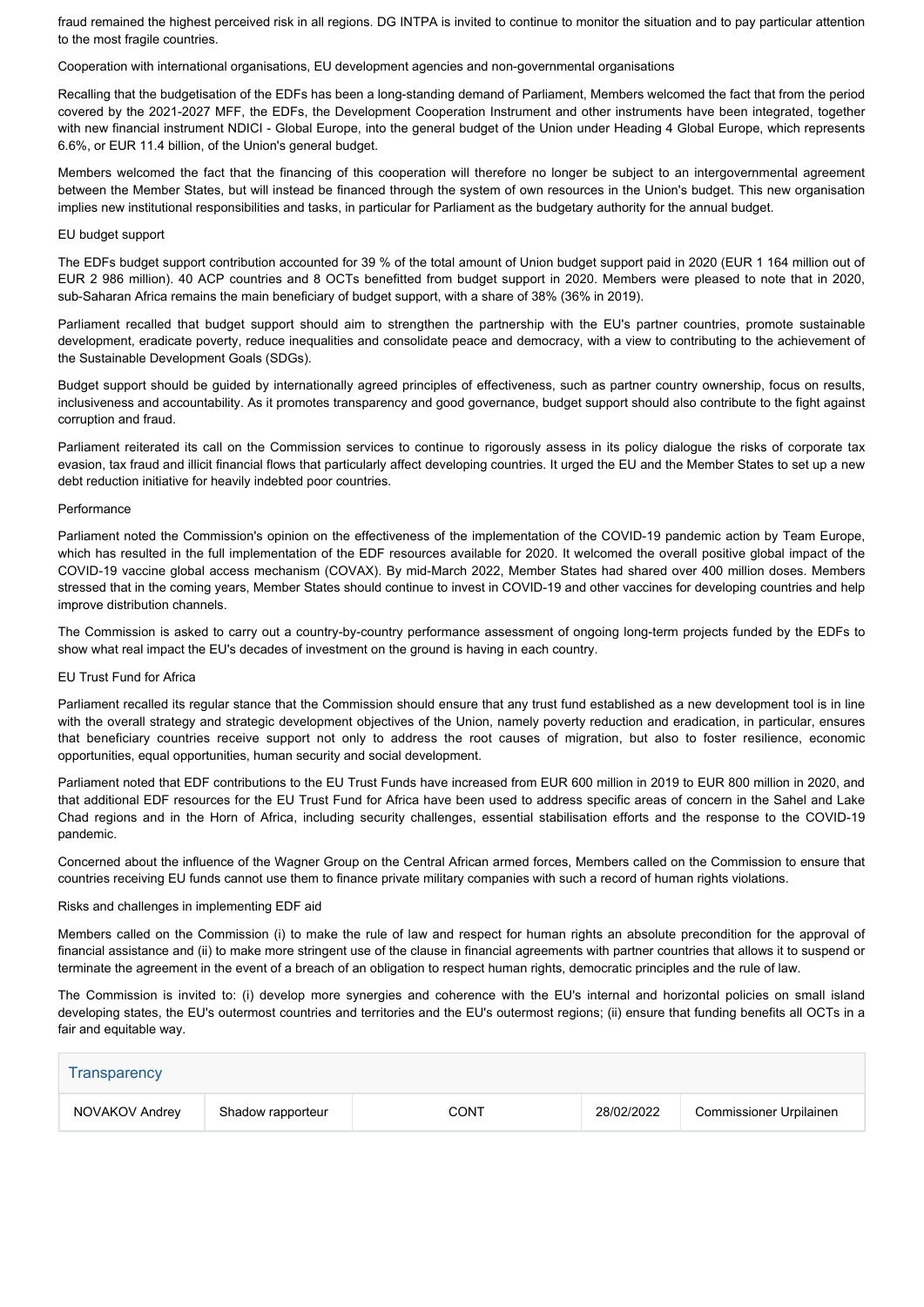fraud remained the highest perceived risk in all regions. DG INTPA is invited to continue to monitor the situation and to pay particular attention to the most fragile countries.

Cooperation with international organisations, EU development agencies and non-governmental organisations

Recalling that the budgetisation of the EDFs has been a long-standing demand of Parliament, Members welcomed the fact that from the period covered by the 2021-2027 MFF, the EDFs, the Development Cooperation Instrument and other instruments have been integrated, together with new financial instrument NDICI - Global Europe, into the general budget of the Union under Heading 4 Global Europe, which represents 6.6%, or EUR 11.4 billion, of the Union's general budget.

Members welcomed the fact that the financing of this cooperation will therefore no longer be subject to an intergovernmental agreement between the Member States, but will instead be financed through the system of own resources in the Union's budget. This new organisation implies new institutional responsibilities and tasks, in particular for Parliament as the budgetary authority for the annual budget.

EU budget support

The EDFs budget support contribution accounted for 39 % of the total amount of Union budget support paid in 2020 (EUR 1 164 million out of EUR 2 986 million). 40 ACP countries and 8 OCTs benefitted from budget support in 2020. Members were pleased to note that in 2020, sub-Saharan Africa remains the main beneficiary of budget support, with a share of 38% (36% in 2019).

Parliament recalled that budget support should aim to strengthen the partnership with the EU's partner countries, promote sustainable development, eradicate poverty, reduce inequalities and consolidate peace and democracy, with a view to contributing to the achievement of the Sustainable Development Goals (SDGs).

Budget support should be guided by internationally agreed principles of effectiveness, such as partner country ownership, focus on results, inclusiveness and accountability. As it promotes transparency and good governance, budget support should also contribute to the fight against corruption and fraud.

Parliament reiterated its call on the Commission services to continue to rigorously assess in its policy dialogue the risks of corporate tax evasion, tax fraud and illicit financial flows that particularly affect developing countries. It urged the EU and the Member States to set up a new debt reduction initiative for heavily indebted poor countries.

Performance

Parliament noted the Commission's opinion on the effectiveness of the implementation of the COVID-19 pandemic action by Team Europe, which has resulted in the full implementation of the EDF resources available for 2020. It welcomed the overall positive global impact of the COVID-19 vaccine global access mechanism (COVAX). By mid-March 2022, Member States had shared over 400 million doses. Members stressed that in the coming years, Member States should continue to invest in COVID-19 and other vaccines for developing countries and help improve distribution channels.

The Commission is asked to carry out a country-by-country performance assessment of ongoing long-term projects funded by the EDFs to show what real impact the EU's decades of investment on the ground is having in each country.

EU Trust Fund for Africa

Parliament recalled its regular stance that the Commission should ensure that any trust fund established as a new development tool is in line with the overall strategy and strategic development objectives of the Union, namely poverty reduction and eradication, in particular, ensures that beneficiary countries receive support not only to address the root causes of migration, but also to foster resilience, economic opportunities, equal opportunities, human security and social development.

Parliament noted that EDF contributions to the EU Trust Funds have increased from EUR 600 million in 2019 to EUR 800 million in 2020, and that additional EDF resources for the EU Trust Fund for Africa have been used to address specific areas of concern in the Sahel and Lake Chad regions and in the Horn of Africa, including security challenges, essential stabilisation efforts and the response to the COVID-19 pandemic.

Concerned about the influence of the Wagner Group on the Central African armed forces, Members called on the Commission to ensure that countries receiving EU funds cannot use them to finance private military companies with such a record of human rights violations.

Risks and challenges in implementing EDF aid

Members called on the Commission (i) to make the rule of law and respect for human rights an absolute precondition for the approval of financial assistance and (ii) to make more stringent use of the clause in financial agreements with partner countries that allows it to suspend or terminate the agreement in the event of a breach of an obligation to respect human rights, democratic principles and the rule of law.

The Commission is invited to: (i) develop more synergies and coherence with the EU's internal and horizontal policies on small island developing states, the EU's outermost countries and territories and the EU's outermost regions; (ii) ensure that funding benefits all OCTs in a fair and equitable way.

## Transparency

| | | | | |
|---|---|---|---|---|
| NOVAKOV Andrey | Shadow rapporteur | CONT | 28/02/2022 | Commissioner Urpilainen |